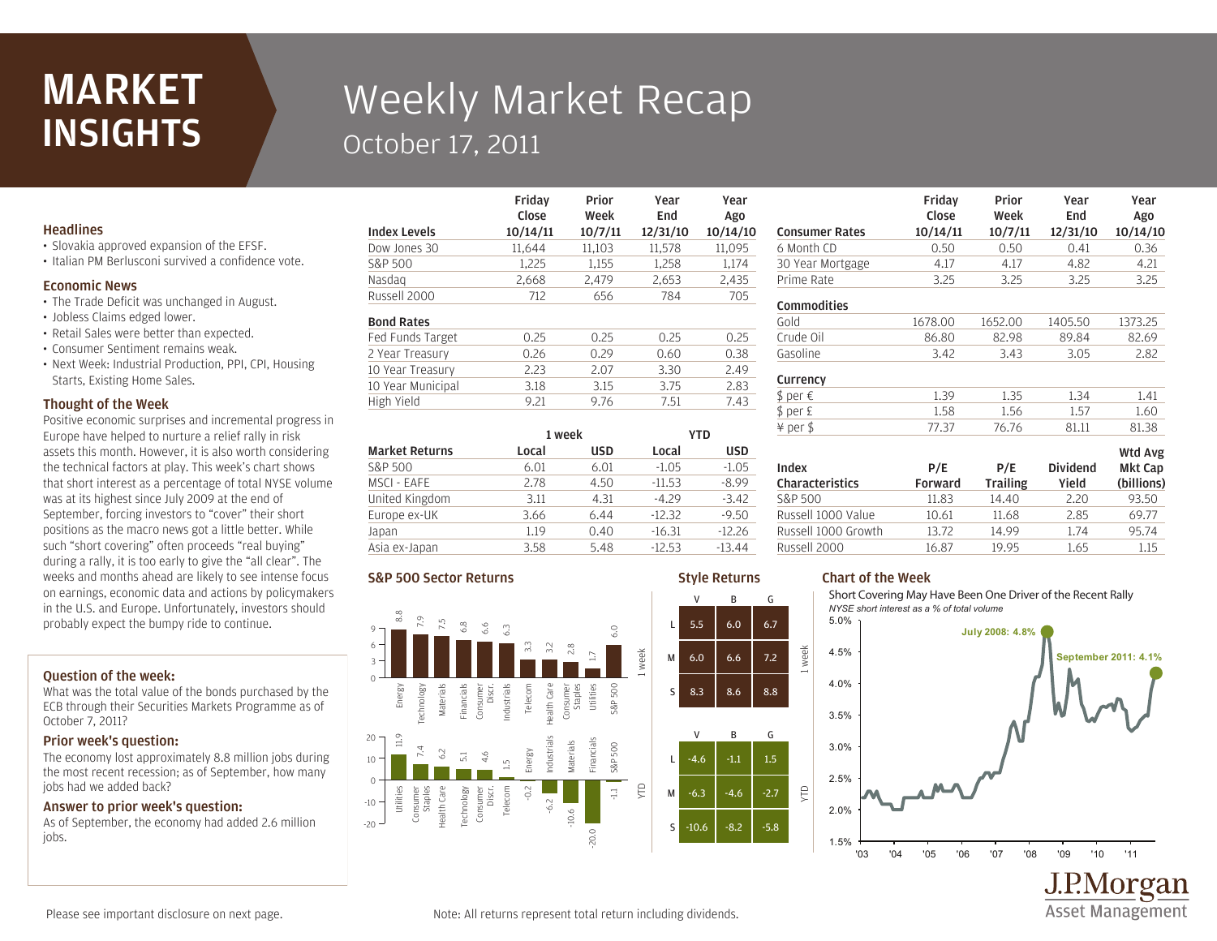# MARKET INSIGHTS

# Weekly Market Recap

## October 17, 2011

### Headlines

- Slovakia approved expansion of the EFSF.
- Italian PM Berlusconi survived a confidence vote.

### Economic News

- The Trade Deficit was unchanged in August.
- Jobless Claims edged lower.
- Retail Sales were better than expected.
- Consumer Sentiment remains weak.
- Next Week: Industrial Production, PPI, CPI, Housing Starts, Existing Home Sales.

### Thought of the Week

Positive economic surprises and incremental progress in Europe have helped to nurture a relief rally in risk assets this month. However, it is also worth considering the technical factors at play. This week's chart shows that short interest as a percentage of total NYSE volume was at its highest since July 2009 at the end of September, forcing investors to "cover" their short positions as the macro news got a little better. While such "short covering" often proceeds "real buying" during a rally, it is too early to give the "all clear". The weeks and months ahead are likely to see intense focus on earnings, economic data and actions by policymakers in the U.S. and Europe. Unfortunately, investors should probably expect the bumpy ride to continue.

### Question of the week:

What was the total value of the bonds purchased by the ECB through their Securities Markets Programme as of October 7, 2011?

### Prior week's question:

The economy lost approximately 8.8 million jobs during the most recent recession; as of September, how many jobs had we added back?

### Answer to prior week's question:

As of September, the economy had added 2.6 million jobs.

| Index Levels | Friday Close 10/14/11 | Prior Week 10/7/11 | Year End 12/31/10 | Year Ago 10/14/10 |
|---|---|---|---|---|
| Dow Jones 30 | 11,644 | 11,103 | 11,578 | 11,095 |
| S&P 500 | 1,225 | 1,155 | 1,258 | 1,174 |
| Nasdaq | 2,668 | 2,479 | 2,653 | 2,435 |
| Russell 2000 | 712 | 656 | 784 | 705 |
| **Bond Rates** | | | | |
| Fed Funds Target | 0.25 | 0.25 | 0.25 | 0.25 |
| 2 Year Treasury | 0.26 | 0.29 | 0.60 | 0.38 |
| 10 Year Treasury | 2.23 | 2.07 | 3.30 | 2.49 |
| 10 Year Municipal | 3.18 | 3.15 | 3.75 | 2.83 |
| High Yield | 9.21 | 9.76 | 7.51 | 7.43 |

| | 1 week | | YTD | |
|---|---|---|---|---|
| Market Returns | Local | USD | Local | USD |
| S&P 500 | 6.01 | 6.01 | -1.05 | -1.05 |
| MSCI - EAFE | 2.78 | 4.50 | -11.53 | -8.99 |
| United Kingdom | 3.11 | 4.31 | -4.29 | -3.42 |
| Europe ex-UK | 3.66 | 6.44 | -12.32 | -9.50 |
| Japan | 1.19 | 0.40 | -16.31 | -12.26 |
| Asia ex-Japan | 3.58 | 5.48 | -12.53 | -13.44 |

| Consumer Rates | Friday Close 10/14/11 | Prior Week 10/7/11 | Year End 12/31/10 | Year Ago 10/14/10 |
|---|---|---|---|---|
| 6 Month CD | 0.50 | 0.50 | 0.41 | 0.36 |
| 30 Year Mortgage | 4.17 | 4.17 | 4.82 | 4.21 |
| Prime Rate | 3.25 | 3.25 | 3.25 | 3.25 |
| **Commodities** | | | | |
| Gold | 1678.00 | 1652.00 | 1405.50 | 1373.25 |
| Crude Oil | 86.80 | 82.98 | 89.84 | 82.69 |
| Gasoline | 3.42 | 3.43 | 3.05 | 2.82 |
| **Currency** | | | | |
| $ per € | 1.39 | 1.35 | 1.34 | 1.41 |
| $ per £ | 1.58 | 1.56 | 1.57 | 1.60 |
| ¥ per $ | 77.37 | 76.76 | 81.11 | 81.38 |

| Index Characteristics | P/E Forward | P/E Trailing | Dividend Yield | Wtd Avg Mkt Cap (billions) |
|---|---|---|---|---|
| S&P 500 | 11.83 | 14.40 | 2.20 | 93.50 |
| Russell 1000 Value | 10.61 | 11.68 | 2.85 | 69.77 |
| Russell 1000 Growth | 13.72 | 14.99 | 1.74 | 95.74 |
| Russell 2000 | 16.87 | 19.95 | 1.65 | 1.15 |

### S&P 500 Sector Returns

**1 week**

| Sector | Return |
|---|---|
| Energy | 8.8 |
| Technology | 7.9 |
| Materials | 7.5 |
| Financials | 6.8 |
| Consumer Discr. | 6.6 |
| Industrials | 6.3 |
| Telecom | 3.3 |
| Health Care | 3.2 |
| Consumer Staples | 2.8 |
| Utilities | 1.7 |
| S&P 500 | 6.0 |

**YTD**

| Sector | Return |
|---|---|
| Utilities | 11.9 |
| Consumer Staples | 7.4 |
| Health Care | 6.2 |
| Technology | 5.1 |
| Consumer Discr. | 4.6 |
| Telecom | 1.5 |
| Energy | -0.2 |
| Industrials | -6.2 |
| Materials | -10.6 |
| Financials | -20.0 |
| S&P 500 | -1.1 |

### Style Returns

**1 week**

| | V | B | G |
|---|---|---|---|
| L | 5.5 | 6.0 | 6.7 |
| M | 6.0 | 6.6 | 7.2 |
| S | 8.3 | 8.6 | 8.8 |

**YTD**

| | V | B | G |
|---|---|---|---|
| L | -4.6 | -1.1 | 1.5 |
| M | -6.3 | -4.6 | -2.7 |
| S | -10.6 | -8.2 | -5.8 |

### Chart of the Week

Short Covering May Have Been One Driver of the Recent Rally

*NYSE short interest as a % of total volume*

July 2008: 4.8%

September 2011: 4.1%

Please see important disclosure on next page.

Note: All returns represent total return including dividends.

J.P.Morgan Asset Management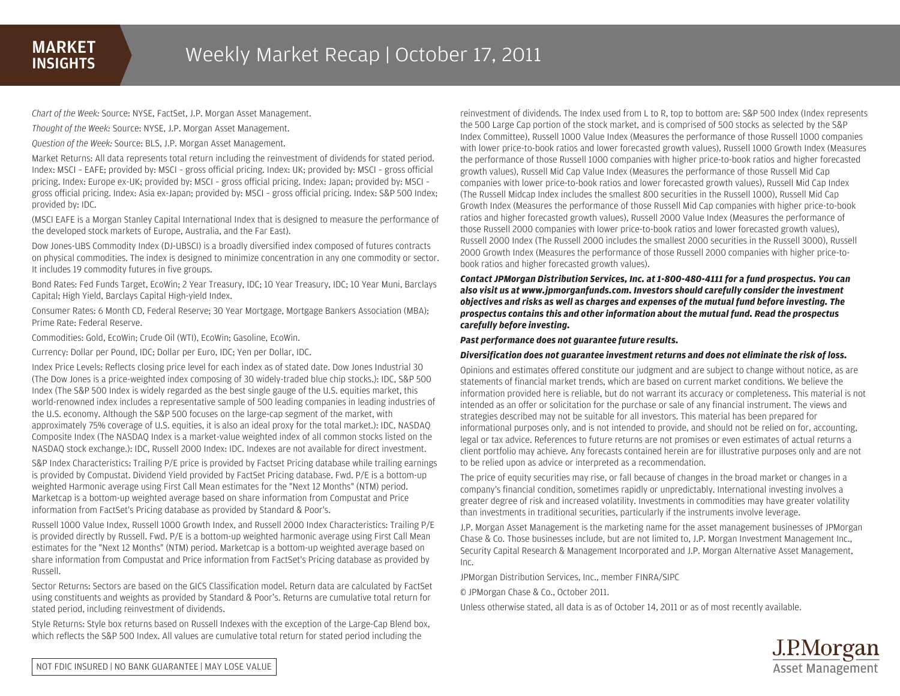# MARKET INSIGHTS

# Weekly Market Recap | October 17, 2011

*Chart of the Week:* Source: NYSE, FactSet, J.P. Morgan Asset Management.

*Thought of the Week:* Source: NYSE, J.P. Morgan Asset Management.

*Question of the Week:* Source: BLS, J.P. Morgan Asset Management.

Market Returns: All data represents total return including the reinvestment of dividends for stated period. Index: MSCI - EAFE; provided by: MSCI - gross official pricing. Index: UK; provided by: MSCI - gross official pricing. Index: Europe ex-UK; provided by: MSCI - gross official pricing. Index: Japan; provided by: MSCI - gross official pricing. Index: Asia ex-Japan; provided by: MSCI - gross official pricing. Index: S&P 500 Index; provided by: IDC.

(MSCI EAFE is a Morgan Stanley Capital International Index that is designed to measure the performance of the developed stock markets of Europe, Australia, and the Far East).

Dow Jones-UBS Commodity Index (DJ-UBSCI) is a broadly diversified index composed of futures contracts on physical commodities. The index is designed to minimize concentration in any one commodity or sector. It includes 19 commodity futures in five groups.

Bond Rates: Fed Funds Target, EcoWin; 2 Year Treasury, IDC; 10 Year Treasury, IDC; 10 Year Muni, Barclays Capital; High Yield, Barclays Capital High-yield Index.

Consumer Rates: 6 Month CD, Federal Reserve; 30 Year Mortgage, Mortgage Bankers Association (MBA); Prime Rate: Federal Reserve.

Commodities: Gold, EcoWin; Crude Oil (WTI), EcoWin; Gasoline, EcoWin.

Currency: Dollar per Pound, IDC; Dollar per Euro, IDC; Yen per Dollar, IDC.

Index Price Levels: Reflects closing price level for each index as of stated date. Dow Jones Industrial 30 (The Dow Jones is a price-weighted index composing of 30 widely-traded blue chip stocks.): IDC, S&P 500 Index (The S&P 500 Index is widely regarded as the best single gauge of the U.S. equities market, this world-renowned index includes a representative sample of 500 leading companies in leading industries of the U.S. economy. Although the S&P 500 focuses on the large-cap segment of the market, with approximately 75% coverage of U.S. equities, it is also an ideal proxy for the total market.): IDC, NASDAQ Composite Index (The NASDAQ Index is a market-value weighted index of all common stocks listed on the NASDAQ stock exchange.): IDC, Russell 2000 Index: IDC. Indexes are not available for direct investment.

S&P Index Characteristics: Trailing P/E price is provided by Factset Pricing database while trailing earnings is provided by Compustat. Dividend Yield provided by FactSet Pricing database. Fwd. P/E is a bottom-up weighted Harmonic average using First Call Mean estimates for the "Next 12 Months" (NTM) period. Marketcap is a bottom-up weighted average based on share information from Compustat and Price information from FactSet's Pricing database as provided by Standard & Poor's.

Russell 1000 Value Index, Russell 1000 Growth Index, and Russell 2000 Index Characteristics: Trailing P/E is provided directly by Russell. Fwd. P/E is a bottom-up weighted harmonic average using First Call Mean estimates for the "Next 12 Months" (NTM) period. Marketcap is a bottom-up weighted average based on share information from Compustat and Price information from FactSet's Pricing database as provided by Russell.

Sector Returns: Sectors are based on the GICS Classification model. Return data are calculated by FactSet using constituents and weights as provided by Standard & Poor's. Returns are cumulative total return for stated period, including reinvestment of dividends.

Style Returns: Style box returns based on Russell Indexes with the exception of the Large-Cap Blend box, which reflects the S&P 500 Index. All values are cumulative total return for stated period including the reinvestment of dividends. The Index used from L to R, top to bottom are: S&P 500 Index (Index represents the 500 Large Cap portion of the stock market, and is comprised of 500 stocks as selected by the S&P Index Committee), Russell 1000 Value Index (Measures the performance of those Russell 1000 companies with lower price-to-book ratios and lower forecasted growth values), Russell 1000 Growth Index (Measures the performance of those Russell 1000 companies with higher price-to-book ratios and higher forecasted growth values), Russell Mid Cap Value Index (Measures the performance of those Russell Mid Cap companies with lower price-to-book ratios and lower forecasted growth values), Russell Mid Cap Index (The Russell Midcap Index includes the smallest 800 securities in the Russell 1000), Russell Mid Cap Growth Index (Measures the performance of those Russell Mid Cap companies with higher price-to-book ratios and higher forecasted growth values), Russell 2000 Value Index (Measures the performance of those Russell 2000 companies with lower price-to-book ratios and lower forecasted growth values), Russell 2000 Index (The Russell 2000 includes the smallest 2000 securities in the Russell 3000), Russell 2000 Growth Index (Measures the performance of those Russell 2000 companies with higher price-to-book ratios and higher forecasted growth values).

***Contact JPMorgan Distribution Services, Inc. at 1-800-480-4111 for a fund prospectus. You can also visit us at www.jpmorganfunds.com. Investors should carefully consider the investment objectives and risks as well as charges and expenses of the mutual fund before investing. The prospectus contains this and other information about the mutual fund. Read the prospectus carefully before investing.***

***Past performance does not guarantee future results.***

***Diversification does not guarantee investment returns and does not eliminate the risk of loss.***

Opinions and estimates offered constitute our judgment and are subject to change without notice, as are statements of financial market trends, which are based on current market conditions. We believe the information provided here is reliable, but do not warrant its accuracy or completeness. This material is not intended as an offer or solicitation for the purchase or sale of any financial instrument. The views and strategies described may not be suitable for all investors. This material has been prepared for informational purposes only, and is not intended to provide, and should not be relied on for, accounting, legal or tax advice. References to future returns are not promises or even estimates of actual returns a client portfolio may achieve. Any forecasts contained herein are for illustrative purposes only and are not to be relied upon as advice or interpreted as a recommendation.

The price of equity securities may rise, or fall because of changes in the broad market or changes in a company's financial condition, sometimes rapidly or unpredictably. International investing involves a greater degree of risk and increased volatility. Investments in commodities may have greater volatility than investments in traditional securities, particularly if the instruments involve leverage.

J.P. Morgan Asset Management is the marketing name for the asset management businesses of JPMorgan Chase & Co. Those businesses include, but are not limited to, J.P. Morgan Investment Management Inc., Security Capital Research & Management Incorporated and J.P. Morgan Alternative Asset Management, Inc.

JPMorgan Distribution Services, Inc., member FINRA/SIPC

© JPMorgan Chase & Co., October 2011.

Unless otherwise stated, all data is as of October 14, 2011 or as of most recently available.

NOT FDIC INSURED | NO BANK GUARANTEE | MAY LOSE VALUE

J.P.Morgan Asset Management